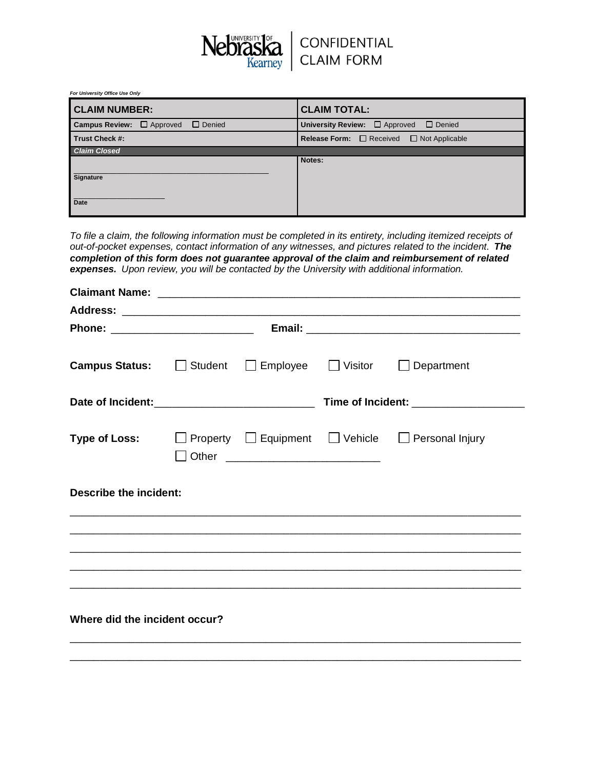# CONFIDENTIAL CLAIM FORM

University of Nebraska Kearney

*For University Office Use Only*

| **CLAIM NUMBER:** | **CLAIM TOTAL:** |
|---|---|
| **Campus Review:** ☐ Approved ☐ Denied | **University Review:** ☐ Approved ☐ Denied |
| **Trust Check #:** | **Release Form:** ☐ Received ☐ Not Applicable |
| ***Claim Closed*** | |
| Signature ______________________ | **Notes:** |
| Date ______________________ | |

*To file a claim, the following information must be completed in its entirety, including itemized receipts of out-of-pocket expenses, contact information of any witnesses, and pictures related to the incident.* ***The completion of this form does not guarantee approval of the claim and reimbursement of related expenses.*** *Upon review, you will be contacted by the University with additional information.*

**Claimant Name:** ______________________________________________

**Address:** ______________________________________________

**Phone:** ______________________ **Email:** ______________________

**Campus Status:** ☐ Student ☐ Employee ☐ Visitor ☐ Department

**Date of Incident:** ______________________ **Time of Incident:** ______________________

**Type of Loss:** ☐ Property ☐ Equipment ☐ Vehicle ☐ Personal Injury ☐ Other ______________________

**Describe the incident:**

______________________________________________

______________________________________________

______________________________________________

______________________________________________

______________________________________________

**Where did the incident occur?**

______________________________________________

______________________________________________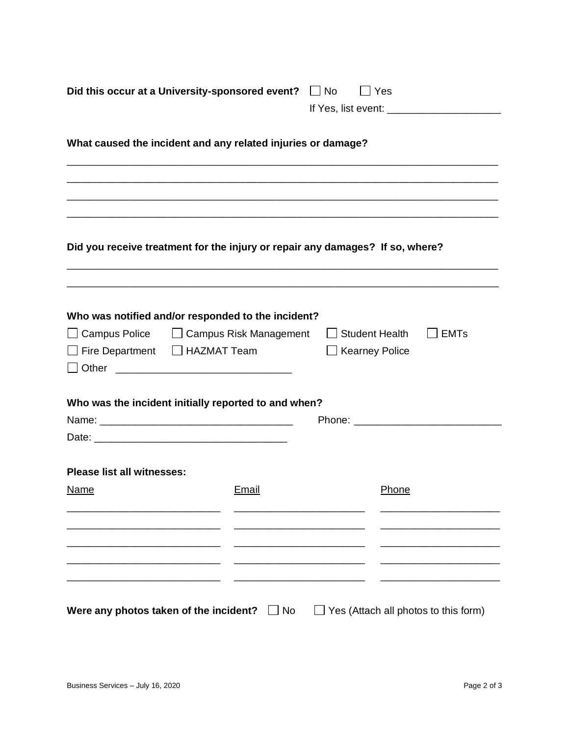**Did this occur at a University-sponsored event?** ☐ No ☐ Yes

If Yes, list event: ____________________

**What caused the incident and any related injuries or damage?**

______________________________________________________________________________

______________________________________________________________________________

______________________________________________________________________________

______________________________________________________________________________

**Did you receive treatment for the injury or repair any damages? If so, where?**

______________________________________________________________________________

______________________________________________________________________________

**Who was notified and/or responded to the incident?**

☐ Campus Police ☐ Campus Risk Management ☐ Student Health ☐ EMTs

☐ Fire Department ☐ HAZMAT Team ☐ Kearney Police

☐ Other ______________________________

**Who was the incident initially reported to and when?**

Name: _________________________________ Phone: _________________________

Date: _________________________________

**Please list all witnesses:**

| Name | Email | Phone |
| --- | --- | --- |
| | | |
| | | |
| | | |
| | | |
| | | |

**Were any photos taken of the incident?** ☐ No ☐ Yes (Attach all photos to this form)

Business Services – July 16, 2020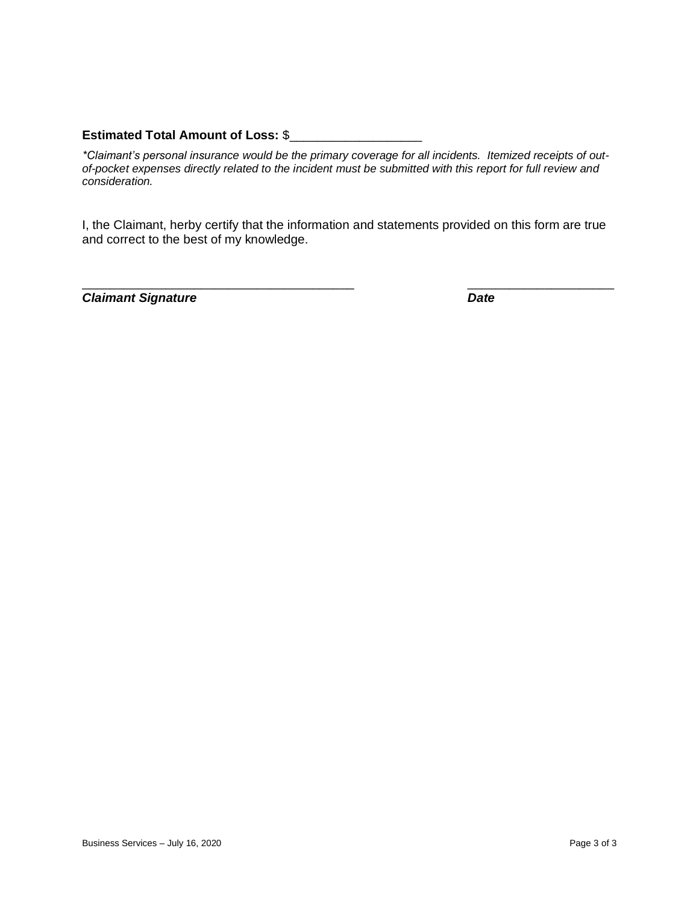**Estimated Total Amount of Loss:** $__________________

*\*Claimant's personal insurance would be the primary coverage for all incidents. Itemized receipts of out-of-pocket expenses directly related to the incident must be submitted with this report for full review and consideration.*

I, the Claimant, herby certify that the information and statements provided on this form are true and correct to the best of my knowledge.

_______________________________________ _____________________

***Claimant Signature*** ***Date***

Business Services – July 16, 2020